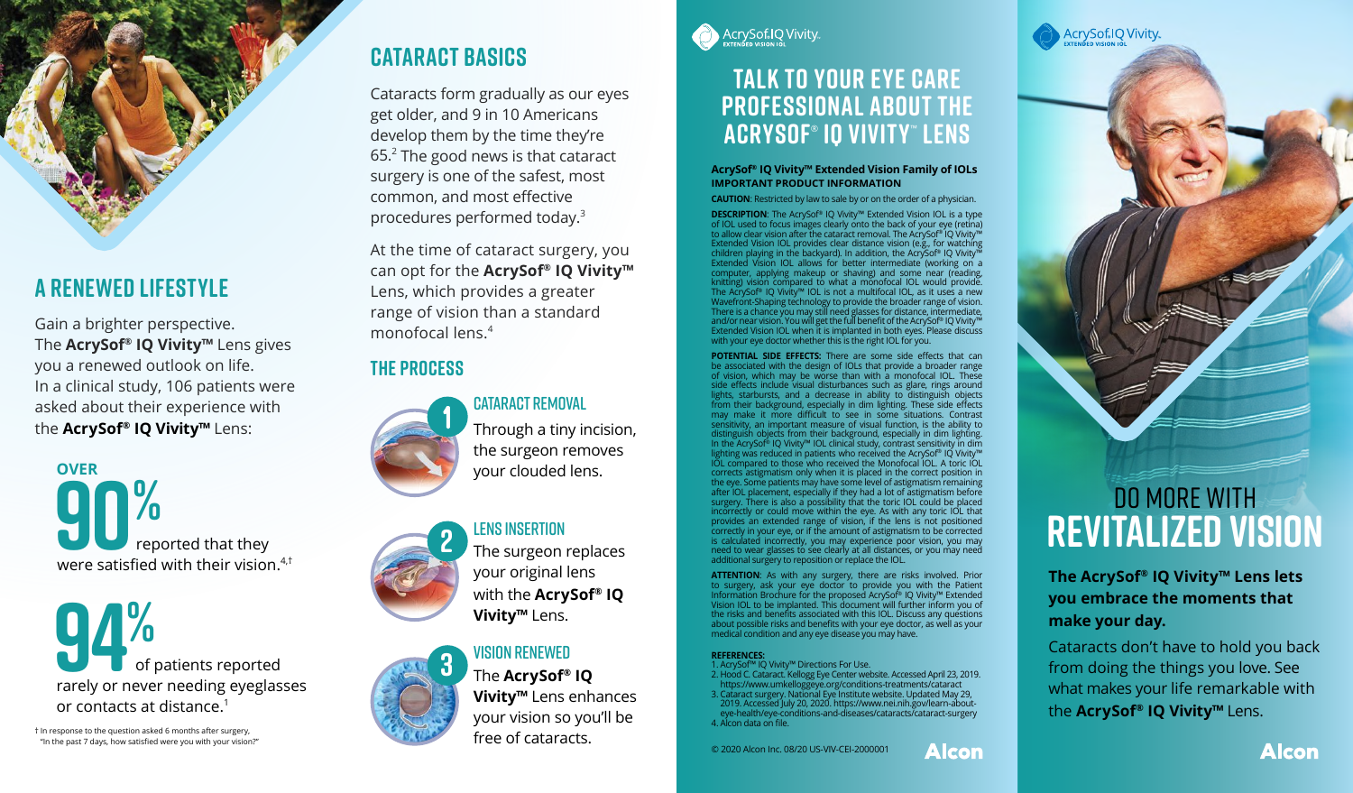## A RENEWED LIFESTYLE

Gain a brighter perspective. The **AcrySof® IQ Vivity™** Lens gives you a renewed outlook on life. In a clinical study, 106 patients were asked about their experience with the **AcrySof® IQ Vivity™** Lens:

**OVER 90%** reported that they were satisfied with their vision.[4,†]

**94%** of patients reported rarely or never needing eyeglasses or contacts at distance.[1]

† In response to the question asked 6 months after surgery, "In the past 7 days, how satisfied were you with your vision?"

## CATARACT BASICS

Cataracts form gradually as our eyes get older, and 9 in 10 Americans develop them by the time they're 65.[2] The good news is that cataract surgery is one of the safest, most common, and most effective procedures performed today.[3]

At the time of cataract surgery, you can opt for the **AcrySof® IQ Vivity™** Lens, which provides a greater range of vision than a standard monofocal lens.[4]

## THE PROCESS

### 1 CATARACT REMOVAL

Through a tiny incision, the surgeon removes your clouded lens.

### 2 LENS INSERTION

The surgeon replaces your original lens with the **AcrySof® IQ Vivity™** Lens.

### 3 VISION RENEWED

The **AcrySof® IQ Vivity™** Lens enhances your vision so you'll be free of cataracts.

AcrySof IQ Vivity. EXTENDED VISION IOL

## TALK TO YOUR EYE CARE PROFESSIONAL ABOUT THE ACRYSOF® IQ VIVITY™ LENS

**AcrySof® IQ Vivity™ Extended Vision Family of IOLs**
**IMPORTANT PRODUCT INFORMATION**

**CAUTION**: Restricted by law to sale by or on the order of a physician.

**DESCRIPTION**: The AcrySof® IQ Vivity™ Extended Vision IOL is a type of IOL used to focus images clearly onto the back of your eye (retina) to allow clear vision after the cataract removal. The AcrySof® IQ Vivity™ Extended Vision IOL provides clear distance vision (e.g., for watching children playing in the backyard). In addition, the AcrySof® IQ Vivity™ Extended Vision IOL allows for better intermediate (working on a computer, applying makeup or shaving) and some near (reading, knitting) vision compared to what a monofocal IOL would provide. The AcrySof® IQ Vivity™ IOL is not a multifocal IOL, as it uses a new Wavefront-Shaping technology to provide the broader range of vision. There is a chance you may still need glasses for distance, intermediate, and/or near vision. You will get the full benefit of the AcrySof® IQ Vivity™ Extended Vision IOL when it is implanted in both eyes. Please discuss with your eye doctor whether this is the right IOL for you.

**POTENTIAL SIDE EFFECTS**: There are some side effects that can be associated with the design of IOLs that provide a broader range of vision, which may be worse than with a monofocal IOL. These side effects include visual disturbances such as glare, rings around lights, starbursts, and a decrease in ability to distinguish objects from their background, especially in dim lighting. These side effects may make it more difficult to see in some situations. Contrast sensitivity, an important measure of visual function, is the ability to distinguish objects from their background, especially in dim lighting. In the AcrySof® IQ Vivity™ IOL clinical study, contrast sensitivity in dim lighting was reduced in patients who received the AcrySof® IQ Vivity™ IOL compared to those who received the Monofocal IOL. A toric IOL corrects astigmatism only when it is placed in the correct position in the eye. Some patients may have some level of astigmatism remaining after IOL placement, especially if they had a lot of astigmatism before surgery. There is also a possibility that the toric IOL could be placed incorrectly or could move within the eye. As with any toric IOL that provides an extended range of vision, if the lens is not positioned correctly in your eye, or if the amount of astigmatism to be corrected is calculated incorrectly, you may experience poor vision, you may need to wear glasses to see clearly at all distances, or you may need additional surgery to reposition or replace the IOL.

**ATTENTION**: As with any surgery, there are risks involved. Prior to surgery, ask your eye doctor to provide you with the Patient Information Brochure for the proposed AcrySof® IQ Vivity™ Extended Vision IOL to be implanted. This document will further inform you of the risks and benefits associated with this IOL. Discuss any questions about possible risks and benefits with your eye doctor, as well as your medical condition and any eye disease you may have.

**REFERENCES:**
1. AcrySof™ IQ Vivity™ Directions For Use.
2. Hood C. Cataract. Kellogg Eye Center website. Accessed April 23, 2019. https://www.umkelloggeye.org/conditions-treatments/cataract
3. Cataract surgery. National Eye Institute website. Updated May 29, 2019. Accessed July 20, 2020. https://www.nei.nih.gov/learn-about-eye-health/eye-conditions-and-diseases/cataracts/cataract-surgery
4. Alcon data on file.

© 2020 Alcon Inc. 08/20 US-VIV-CEI-2000001

Alcon

AcrySof IQ Vivity. EXTENDED VISION IOL

## DO MORE WITH REVITALIZED VISION

**The AcrySof® IQ Vivity™ Lens lets you embrace the moments that make your day.**

Cataracts don't have to hold you back from doing the things you love. See what makes your life remarkable with the **AcrySof® IQ Vivity™** Lens.

Alcon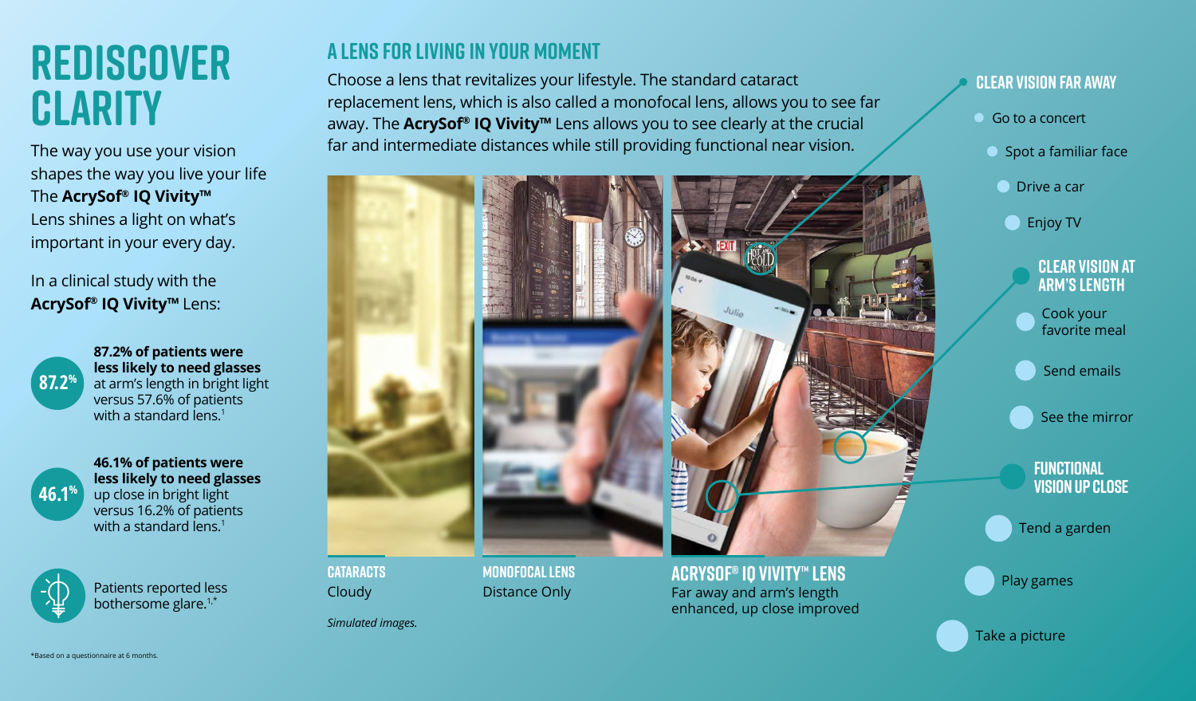# REDISCOVER CLARITY

The way you use your vision shapes the way you live your life The **AcrySof® IQ Vivity™** Lens shines a light on what's important in your every day.

In a clinical study with the **AcrySof® IQ Vivity™** Lens:

87.2%

**87.2% of patients were less likely to need glasses** at arm's length in bright light versus 57.6% of patients with a standard lens.[1]

46.1%

**46.1% of patients were less likely to need glasses** up close in bright light versus 16.2% of patients with a standard lens.[1]

Patients reported less bothersome glare.[1,*]

*Based on a questionnaire at 6 months.

## A LENS FOR LIVING IN YOUR MOMENT

Choose a lens that revitalizes your lifestyle. The standard cataract replacement lens, which is also called a monofocal lens, allows you to see far away. The **AcrySof® IQ Vivity™** Lens allows you to see clearly at the crucial far and intermediate distances while still providing functional near vision.

**CATARACTS**
Cloudy

**MONOFOCAL LENS**
Distance Only

**ACRYSOF® IQ VIVITY™ LENS**
Far away and arm's length enhanced, up close improved

*Simulated images.*

### CLEAR VISION FAR AWAY

- Go to a concert
- Spot a familiar face
- Drive a car
- Enjoy TV

### CLEAR VISION AT ARM'S LENGTH

- Cook your favorite meal
- Send emails
- See the mirror

### FUNCTIONAL VISION UP CLOSE

- Tend a garden
- Play games
- Take a picture